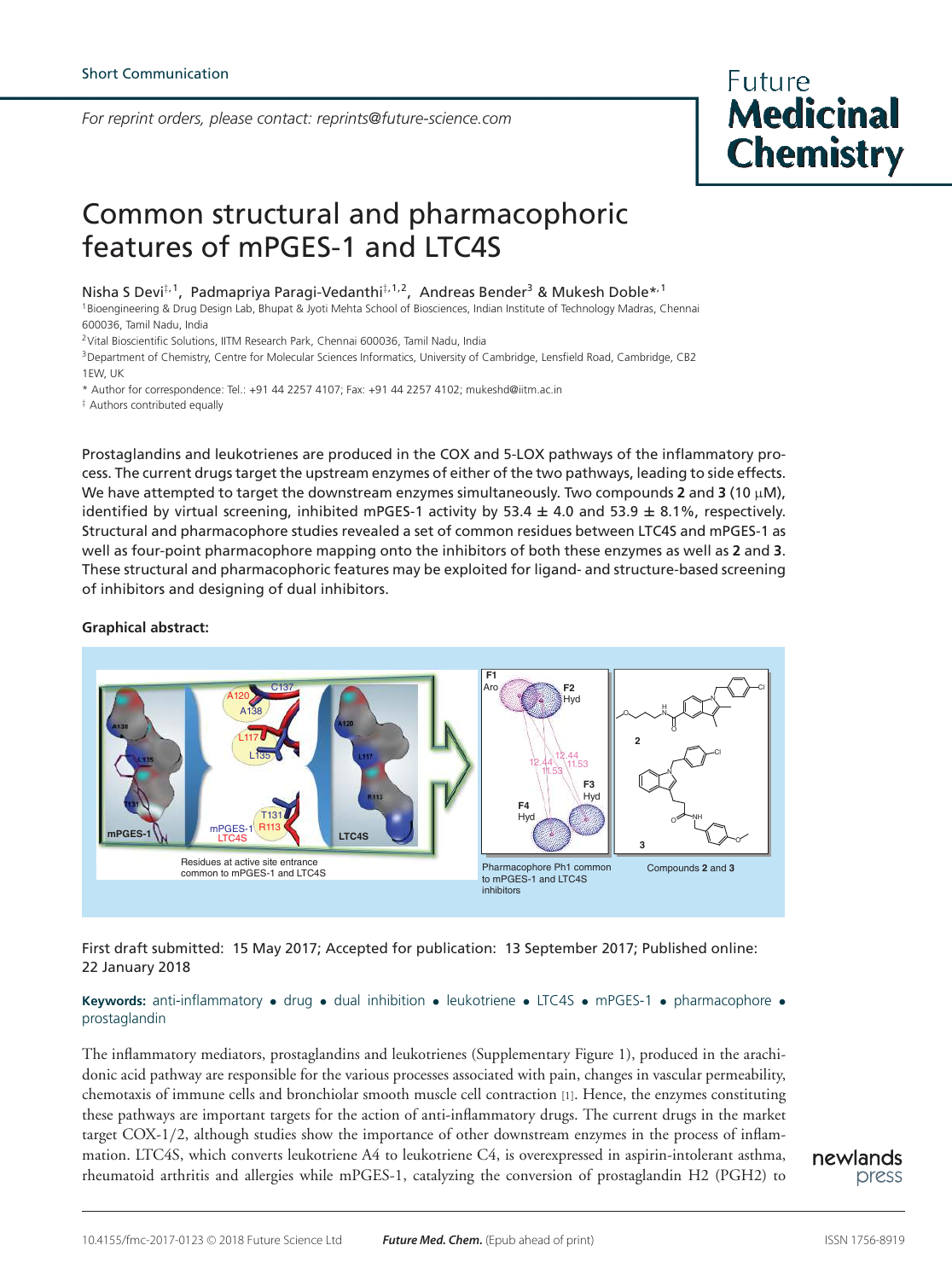Short Communication

*For reprint orders, please contact: reprints@future-science.com*

# Common structural and pharmacophoric features of mPGES-1 and LTC4S

Nisha S Devi[‡,1], Padmapriya Paragi-Vedanthi[‡,1,2], Andreas Bender[3] & Mukesh Doble*[,1]

[1]Bioengineering & Drug Design Lab, Bhupat & Jyoti Mehta School of Biosciences, Indian Institute of Technology Madras, Chennai 600036, Tamil Nadu, India

[2]Vital Bioscientific Solutions, IITM Research Park, Chennai 600036, Tamil Nadu, India

[3]Department of Chemistry, Centre for Molecular Sciences Informatics, University of Cambridge, Lensfield Road, Cambridge, CB2 1EW, UK

* Author for correspondence: Tel.: +91 44 2257 4107; Fax: +91 44 2257 4102; mukeshd@iitm.ac.in

‡ Authors contributed equally

Prostaglandins and leukotrienes are produced in the COX and 5-LOX pathways of the inflammatory process. The current drugs target the upstream enzymes of either of the two pathways, leading to side effects. We have attempted to target the downstream enzymes simultaneously. Two compounds **2** and **3** (10 μM), identified by virtual screening, inhibited mPGES-1 activity by 53.4 ± 4.0 and 53.9 ± 8.1%, respectively. Structural and pharmacophore studies revealed a set of common residues between LTC4S and mPGES-1 as well as four-point pharmacophore mapping onto the inhibitors of both these enzymes as well as **2** and **3**. These structural and pharmacophoric features may be exploited for ligand- and structure-based screening of inhibitors and designing of dual inhibitors.

**Graphical abstract:**

Residues at active site entrance common to mPGES-1 and LTC4S

Pharmacophore Ph1 common to mPGES-1 and LTC4S inhibitors

Compounds **2** and **3**

First draft submitted: 15 May 2017; Accepted for publication: 13 September 2017; Published online: 22 January 2018

**Keywords:** anti-inflammatory • drug • dual inhibition • leukotriene • LTC4S • mPGES-1 • pharmacophore • prostaglandin

The inflammatory mediators, prostaglandins and leukotrienes (Supplementary Figure 1), produced in the arachidonic acid pathway are responsible for the various processes associated with pain, changes in vascular permeability, chemotaxis of immune cells and bronchiolar smooth muscle cell contraction [1]. Hence, the enzymes constituting these pathways are important targets for the action of anti-inflammatory drugs. The current drugs in the market target COX-1/2, although studies show the importance of other downstream enzymes in the process of inflammation. LTC4S, which converts leukotriene A4 to leukotriene C4, is overexpressed in aspirin-intolerant asthma, rheumatoid arthritis and allergies while mPGES-1, catalyzing the conversion of prostaglandin H2 (PGH2) to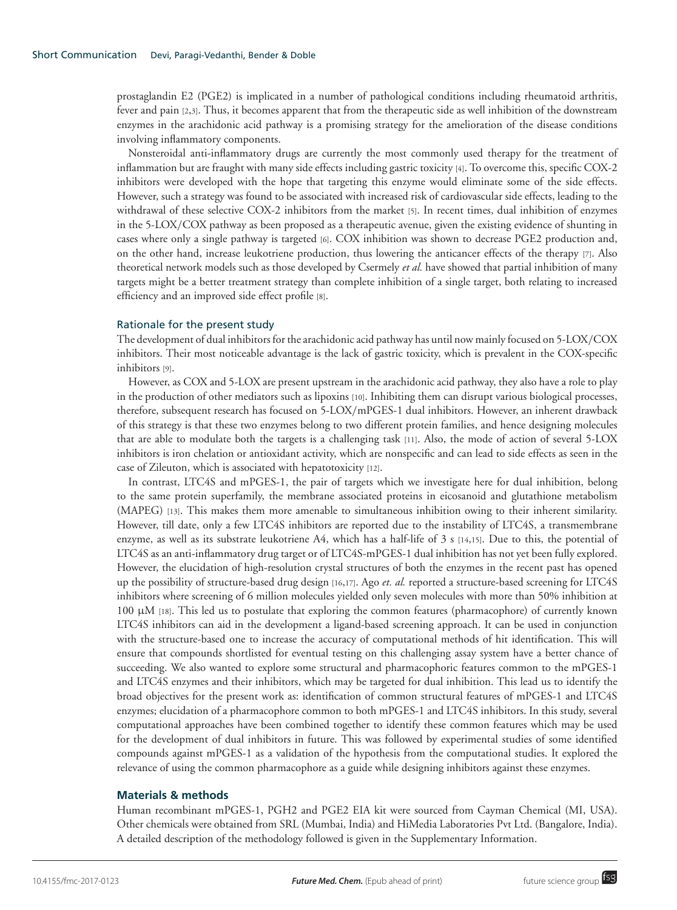prostaglandin E2 (PGE2) is implicated in a number of pathological conditions including rheumatoid arthritis, fever and pain [2,3]. Thus, it becomes apparent that from the therapeutic side as well inhibition of the downstream enzymes in the arachidonic acid pathway is a promising strategy for the amelioration of the disease conditions involving inflammatory components.

Nonsteroidal anti-inflammatory drugs are currently the most commonly used therapy for the treatment of inflammation but are fraught with many side effects including gastric toxicity [4]. To overcome this, specific COX-2 inhibitors were developed with the hope that targeting this enzyme would eliminate some of the side effects. However, such a strategy was found to be associated with increased risk of cardiovascular side effects, leading to the withdrawal of these selective COX-2 inhibitors from the market [5]. In recent times, dual inhibition of enzymes in the 5-LOX/COX pathway as been proposed as a therapeutic avenue, given the existing evidence of shunting in cases where only a single pathway is targeted [6]. COX inhibition was shown to decrease PGE2 production and, on the other hand, increase leukotriene production, thus lowering the anticancer effects of the therapy [7]. Also theoretical network models such as those developed by Csermely *et al.* have showed that partial inhibition of many targets might be a better treatment strategy than complete inhibition of a single target, both relating to increased efficiency and an improved side effect profile [8].

### Rationale for the present study

The development of dual inhibitors for the arachidonic acid pathway has until now mainly focused on 5-LOX/COX inhibitors. Their most noticeable advantage is the lack of gastric toxicity, which is prevalent in the COX-specific inhibitors [9].

However, as COX and 5-LOX are present upstream in the arachidonic acid pathway, they also have a role to play in the production of other mediators such as lipoxins [10]. Inhibiting them can disrupt various biological processes, therefore, subsequent research has focused on 5-LOX/mPGES-1 dual inhibitors. However, an inherent drawback of this strategy is that these two enzymes belong to two different protein families, and hence designing molecules that are able to modulate both the targets is a challenging task [11]. Also, the mode of action of several 5-LOX inhibitors is iron chelation or antioxidant activity, which are nonspecific and can lead to side effects as seen in the case of Zileuton, which is associated with hepatotoxicity [12].

In contrast, LTC4S and mPGES-1, the pair of targets which we investigate here for dual inhibition, belong to the same protein superfamily, the membrane associated proteins in eicosanoid and glutathione metabolism (MAPEG) [13]. This makes them more amenable to simultaneous inhibition owing to their inherent similarity. However, till date, only a few LTC4S inhibitors are reported due to the instability of LTC4S, a transmembrane enzyme, as well as its substrate leukotriene A4, which has a half-life of 3 s [14,15]. Due to this, the potential of LTC4S as an anti-inflammatory drug target or of LTC4S-mPGES-1 dual inhibition has not yet been fully explored. However, the elucidation of high-resolution crystal structures of both the enzymes in the recent past has opened up the possibility of structure-based drug design [16,17]. Ago *et. al.* reported a structure-based screening for LTC4S inhibitors where screening of 6 million molecules yielded only seven molecules with more than 50% inhibition at 100 μM [18]. This led us to postulate that exploring the common features (pharmacophore) of currently known LTC4S inhibitors can aid in the development a ligand-based screening approach. It can be used in conjunction with the structure-based one to increase the accuracy of computational methods of hit identification. This will ensure that compounds shortlisted for eventual testing on this challenging assay system have a better chance of succeeding. We also wanted to explore some structural and pharmacophoric features common to the mPGES-1 and LTC4S enzymes and their inhibitors, which may be targeted for dual inhibition. This lead us to identify the broad objectives for the present work as: identification of common structural features of mPGES-1 and LTC4S enzymes; elucidation of a pharmacophore common to both mPGES-1 and LTC4S inhibitors. In this study, several computational approaches have been combined together to identify these common features which may be used for the development of dual inhibitors in future. This was followed by experimental studies of some identified compounds against mPGES-1 as a validation of the hypothesis from the computational studies. It explored the relevance of using the common pharmacophore as a guide while designing inhibitors against these enzymes.

## Materials & methods

Human recombinant mPGES-1, PGH2 and PGE2 EIA kit were sourced from Cayman Chemical (MI, USA). Other chemicals were obtained from SRL (Mumbai, India) and HiMedia Laboratories Pvt Ltd. (Bangalore, India). A detailed description of the methodology followed is given in the Supplementary Information.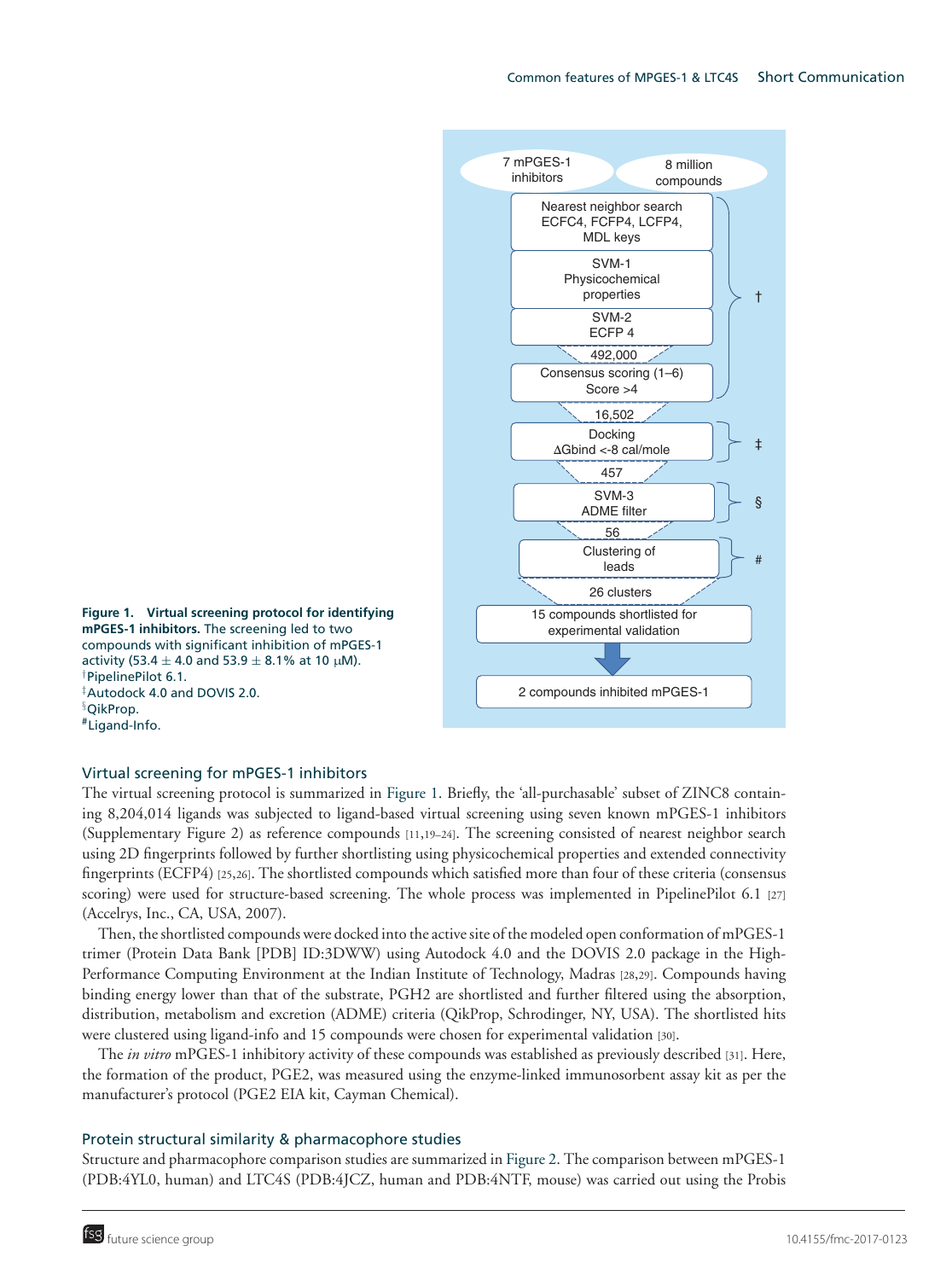7 mPGES-1 inhibitors

8 million compounds

Nearest neighbor search ECFC4, FCFP4, LCFP4, MDL keys

SVM-1 Physicochemical properties

SVM-2 ECFP 4

492,000

Consensus scoring (1–6) Score >4

16,502

Docking ΔGbind <-8 cal/mole

457

SVM-3 ADME filter

56

Clustering of leads

26 clusters

15 compounds shortlisted for experimental validation

2 compounds inhibited mPGES-1

**Figure 1. Virtual screening protocol for identifying mPGES-1 inhibitors.** The screening led to two compounds with significant inhibition of mPGES-1 activity (53.4 ± 4.0 and 53.9 ± 8.1% at 10 μM).
†PipelinePilot 6.1.
‡Autodock 4.0 and DOVIS 2.0.
§QikProp.
#Ligand-Info.

## Virtual screening for mPGES-1 inhibitors

The virtual screening protocol is summarized in Figure 1. Briefly, the 'all-purchasable' subset of ZINC8 containing 8,204,014 ligands was subjected to ligand-based virtual screening using seven known mPGES-1 inhibitors (Supplementary Figure 2) as reference compounds [11,19–24]. The screening consisted of nearest neighbor search using 2D fingerprints followed by further shortlisting using physicochemical properties and extended connectivity fingerprints (ECFP4) [25,26]. The shortlisted compounds which satisfied more than four of these criteria (consensus scoring) were used for structure-based screening. The whole process was implemented in PipelinePilot 6.1 [27] (Accelrys, Inc., CA, USA, 2007).

Then, the shortlisted compounds were docked into the active site of the modeled open conformation of mPGES-1 trimer (Protein Data Bank [PDB] ID:3DWW) using Autodock 4.0 and the DOVIS 2.0 package in the High-Performance Computing Environment at the Indian Institute of Technology, Madras [28,29]. Compounds having binding energy lower than that of the substrate, PGH2 are shortlisted and further filtered using the absorption, distribution, metabolism and excretion (ADME) criteria (QikProp, Schrodinger, NY, USA). The shortlisted hits were clustered using ligand-info and 15 compounds were chosen for experimental validation [30].

The *in vitro* mPGES-1 inhibitory activity of these compounds was established as previously described [31]. Here, the formation of the product, PGE2, was measured using the enzyme-linked immunosorbent assay kit as per the manufacturer's protocol (PGE2 EIA kit, Cayman Chemical).

## Protein structural similarity & pharmacophore studies

Structure and pharmacophore comparison studies are summarized in Figure 2. The comparison between mPGES-1 (PDB:4YL0, human) and LTC4S (PDB:4JCZ, human and PDB:4NTF, mouse) was carried out using the Probis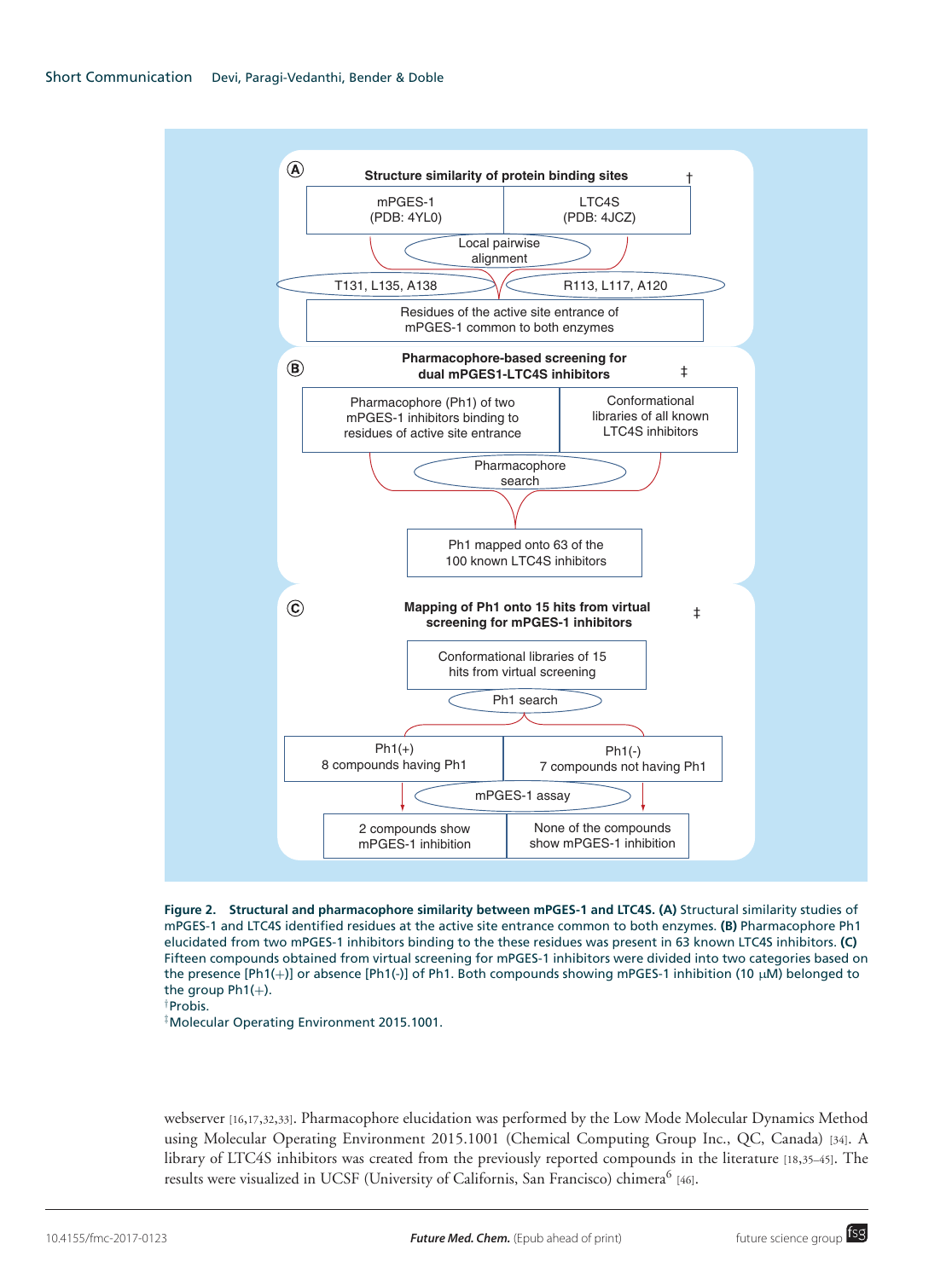**A** Structure similarity of protein binding sites †

mPGES-1 (PDB: 4YL0) | LTC4S (PDB: 4JCZ)

Local pairwise alignment

T131, L135, A138 | R113, L117, A120

Residues of the active site entrance of mPGES-1 common to both enzymes

**B** Pharmacophore-based screening for dual mPGES1-LTC4S inhibitors ‡

Pharmacophore (Ph1) of two mPGES-1 inhibitors binding to residues of active site entrance | Conformational libraries of all known LTC4S inhibitors

Pharmacophore search

Ph1 mapped onto 63 of the 100 known LTC4S inhibitors

**C** Mapping of Ph1 onto 15 hits from virtual screening for mPGES-1 inhibitors ‡

Conformational libraries of 15 hits from virtual screening

Ph1 search

Ph1(+) 8 compounds having Ph1 | Ph1(-) 7 compounds not having Ph1

mPGES-1 assay

2 compounds show mPGES-1 inhibition | None of the compounds show mPGES-1 inhibition

**Figure 2. Structural and pharmacophore similarity between mPGES-1 and LTC4S. (A)** Structural similarity studies of mPGES-1 and LTC4S identified residues at the active site entrance common to both enzymes. **(B)** Pharmacophore Ph1 elucidated from two mPGES-1 inhibitors binding to the these residues was present in 63 known LTC4S inhibitors. **(C)** Fifteen compounds obtained from virtual screening for mPGES-1 inhibitors were divided into two categories based on the presence [Ph1(+)] or absence [Ph1(-)] of Ph1. Both compounds showing mPGES-1 inhibition (10 μM) belonged to the group Ph1(+).

†Probis.

‡Molecular Operating Environment 2015.1001.

webserver [16,17,32,33]. Pharmacophore elucidation was performed by the Low Mode Molecular Dynamics Method using Molecular Operating Environment 2015.1001 (Chemical Computing Group Inc., QC, Canada) [34]. A library of LTC4S inhibitors was created from the previously reported compounds in the literature [18,35–45]. The results were visualized in UCSF (University of Californis, San Francisco) chimera[6] [46].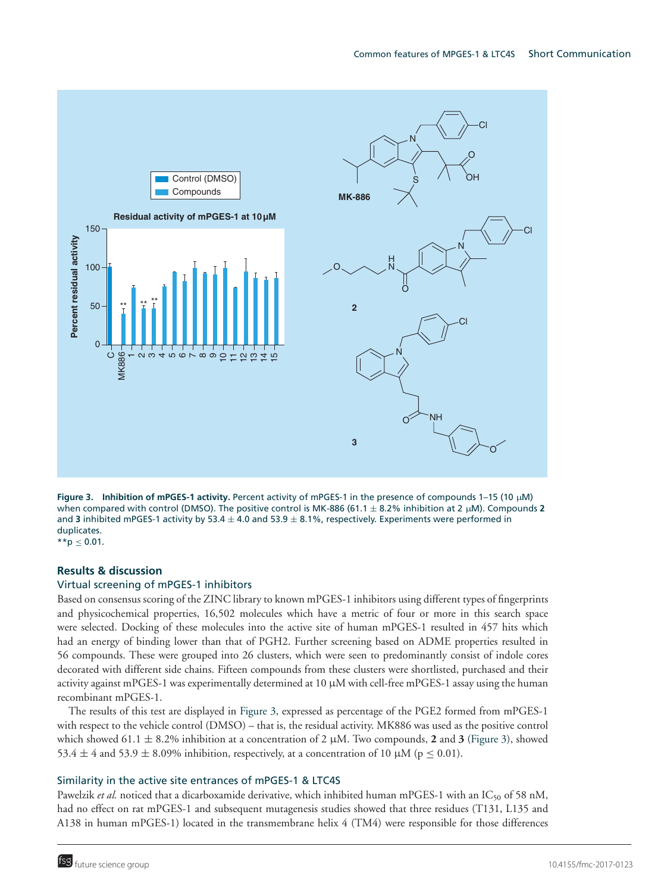**Figure 3. Inhibition of mPGES-1 activity.** Percent activity of mPGES-1 in the presence of compounds 1–15 (10 μM) when compared with control (DMSO). The positive control is MK-886 (61.1 ± 8.2% inhibition at 2 μM). Compounds **2** and **3** inhibited mPGES-1 activity by 53.4 ± 4.0 and 53.9 ± 8.1%, respectively. Experiments were performed in duplicates.
**$p \leq 0.01$.

## Results & discussion

### Virtual screening of mPGES-1 inhibitors

Based on consensus scoring of the ZINC library to known mPGES-1 inhibitors using different types of fingerprints and physicochemical properties, 16,502 molecules which have a metric of four or more in this search space were selected. Docking of these molecules into the active site of human mPGES-1 resulted in 457 hits which had an energy of binding lower than that of PGH2. Further screening based on ADME properties resulted in 56 compounds. These were grouped into 26 clusters, which were seen to predominantly consist of indole cores decorated with different side chains. Fifteen compounds from these clusters were shortlisted, purchased and their activity against mPGES-1 was experimentally determined at 10 μM with cell-free mPGES-1 assay using the human recombinant mPGES-1.

The results of this test are displayed in Figure 3, expressed as percentage of the PGE2 formed from mPGES-1 with respect to the vehicle control (DMSO) – that is, the residual activity. MK886 was used as the positive control which showed 61.1 ± 8.2% inhibition at a concentration of 2 μM. Two compounds, **2** and **3** (Figure 3), showed 53.4 ± 4 and 53.9 ± 8.09% inhibition, respectively, at a concentration of 10 μM ($p \leq 0.01$).

### Similarity in the active site entrances of mPGES-1 & LTC4S

Pawelzik *et al.* noticed that a dicarboxamide derivative, which inhibited human mPGES-1 with an $IC_{50}$ of 58 nM, had no effect on rat mPGES-1 and subsequent mutagenesis studies showed that three residues (T131, L135 and A138 in human mPGES-1) located in the transmembrane helix 4 (TM4) were responsible for those differences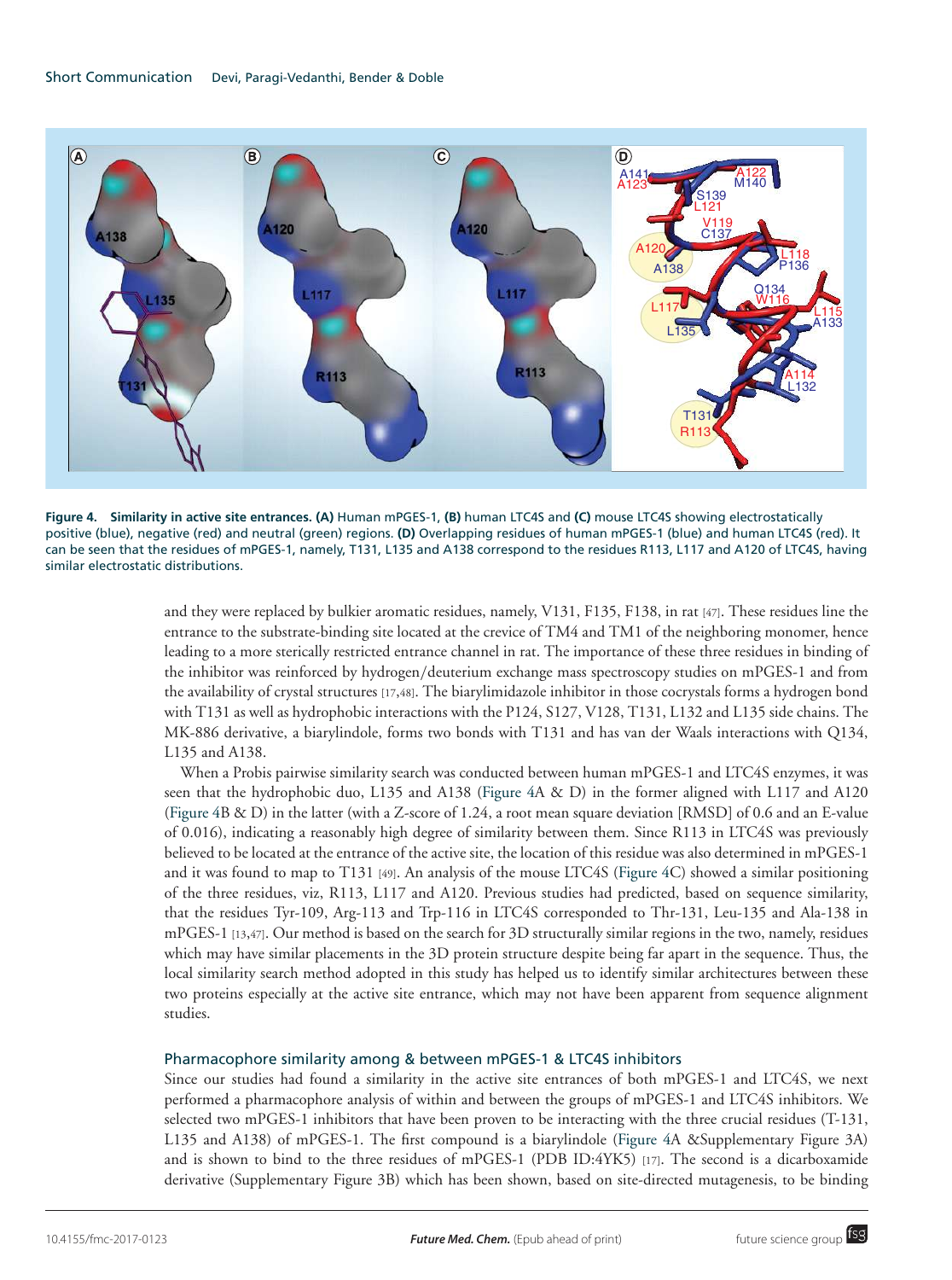**Figure 4. Similarity in active site entrances. (A)** Human mPGES-1, **(B)** human LTC4S and **(C)** mouse LTC4S showing electrostatically positive (blue), negative (red) and neutral (green) regions. **(D)** Overlapping residues of human mPGES-1 (blue) and human LTC4S (red). It can be seen that the residues of mPGES-1, namely, T131, L135 and A138 correspond to the residues R113, L117 and A120 of LTC4S, having similar electrostatic distributions.

and they were replaced by bulkier aromatic residues, namely, V131, F135, F138, in rat [47]. These residues line the entrance to the substrate-binding site located at the crevice of TM4 and TM1 of the neighboring monomer, hence leading to a more sterically restricted entrance channel in rat. The importance of these three residues in binding of the inhibitor was reinforced by hydrogen/deuterium exchange mass spectroscopy studies on mPGES-1 and from the availability of crystal structures [17,48]. The biarylimidazole inhibitor in those cocrystals forms a hydrogen bond with T131 as well as hydrophobic interactions with the P124, S127, V128, T131, L132 and L135 side chains. The MK-886 derivative, a biarylindole, forms two bonds with T131 and has van der Waals interactions with Q134, L135 and A138.

When a Probis pairwise similarity search was conducted between human mPGES-1 and LTC4S enzymes, it was seen that the hydrophobic duo, L135 and A138 (Figure 4A & D) in the former aligned with L117 and A120 (Figure 4B & D) in the latter (with a Z-score of 1.24, a root mean square deviation [RMSD] of 0.6 and an E-value of 0.016), indicating a reasonably high degree of similarity between them. Since R113 in LTC4S was previously believed to be located at the entrance of the active site, the location of this residue was also determined in mPGES-1 and it was found to map to T131 [49]. An analysis of the mouse LTC4S (Figure 4C) showed a similar positioning of the three residues, viz, R113, L117 and A120. Previous studies had predicted, based on sequence similarity, that the residues Tyr-109, Arg-113 and Trp-116 in LTC4S corresponded to Thr-131, Leu-135 and Ala-138 in mPGES-1 [13,47]. Our method is based on the search for 3D structurally similar regions in the two, namely, residues which may have similar placements in the 3D protein structure despite being far apart in the sequence. Thus, the local similarity search method adopted in this study has helped us to identify similar architectures between these two proteins especially at the active site entrance, which may not have been apparent from sequence alignment studies.

### Pharmacophore similarity among & between mPGES-1 & LTC4S inhibitors

Since our studies had found a similarity in the active site entrances of both mPGES-1 and LTC4S, we next performed a pharmacophore analysis of within and between the groups of mPGES-1 and LTC4S inhibitors. We selected two mPGES-1 inhibitors that have been proven to be interacting with the three crucial residues (T-131, L135 and A138) of mPGES-1. The first compound is a biarylindole (Figure 4A &Supplementary Figure 3A) and is shown to bind to the three residues of mPGES-1 (PDB ID:4YK5) [17]. The second is a dicarboxamide derivative (Supplementary Figure 3B) which has been shown, based on site-directed mutagenesis, to be binding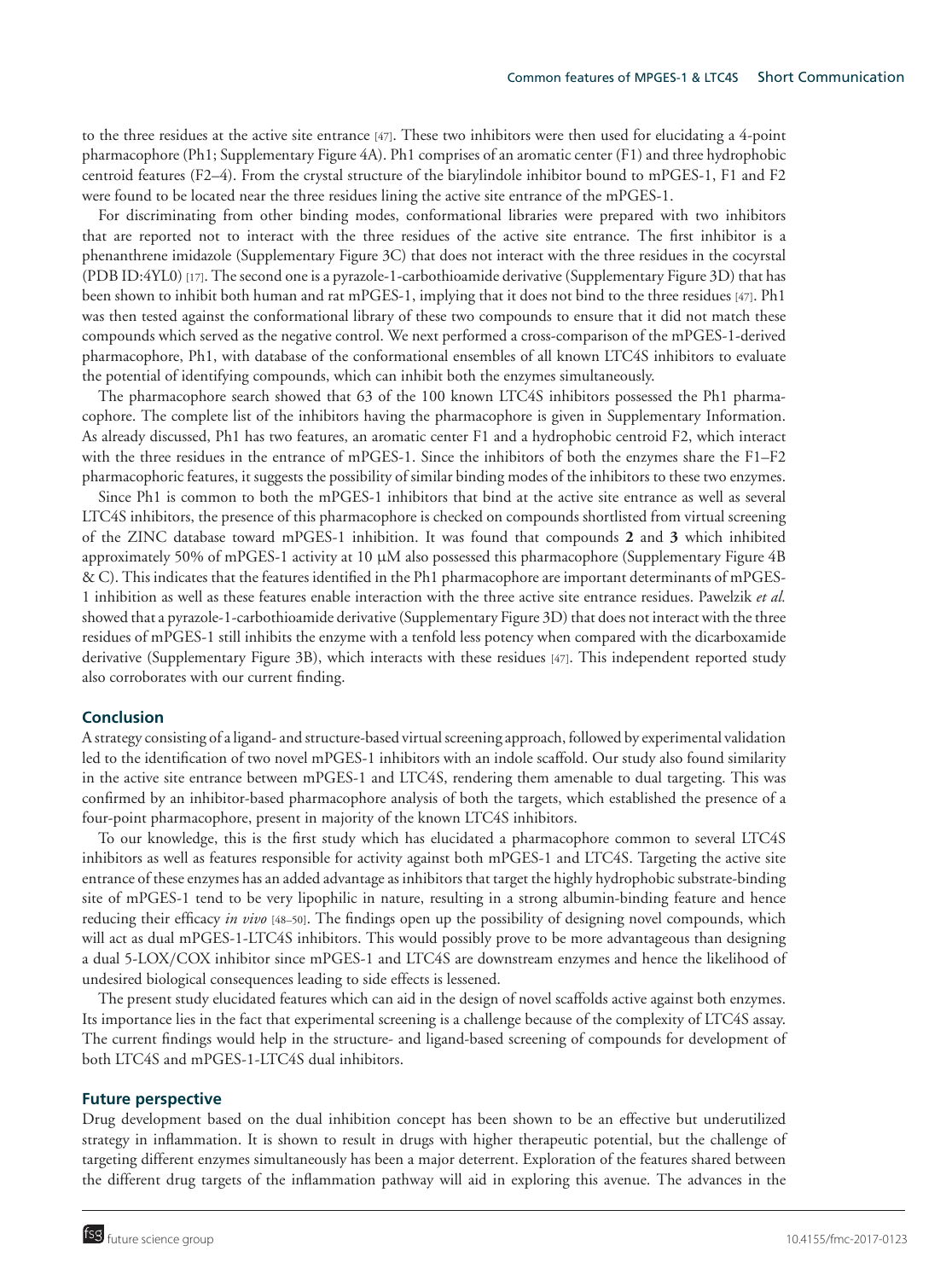to the three residues at the active site entrance [47]. These two inhibitors were then used for elucidating a 4-point pharmacophore (Ph1; Supplementary Figure 4A). Ph1 comprises of an aromatic center (F1) and three hydrophobic centroid features (F2–4). From the crystal structure of the biarylindole inhibitor bound to mPGES-1, F1 and F2 were found to be located near the three residues lining the active site entrance of the mPGES-1.

For discriminating from other binding modes, conformational libraries were prepared with two inhibitors that are reported not to interact with the three residues of the active site entrance. The first inhibitor is a phenanthrene imidazole (Supplementary Figure 3C) that does not interact with the three residues in the cocyrstal (PDB ID:4YL0) [17]. The second one is a pyrazole-1-carbothioamide derivative (Supplementary Figure 3D) that has been shown to inhibit both human and rat mPGES-1, implying that it does not bind to the three residues [47]. Ph1 was then tested against the conformational library of these two compounds to ensure that it did not match these compounds which served as the negative control. We next performed a cross-comparison of the mPGES-1-derived pharmacophore, Ph1, with database of the conformational ensembles of all known LTC4S inhibitors to evaluate the potential of identifying compounds, which can inhibit both the enzymes simultaneously.

The pharmacophore search showed that 63 of the 100 known LTC4S inhibitors possessed the Ph1 pharmacophore. The complete list of the inhibitors having the pharmacophore is given in Supplementary Information. As already discussed, Ph1 has two features, an aromatic center F1 and a hydrophobic centroid F2, which interact with the three residues in the entrance of mPGES-1. Since the inhibitors of both the enzymes share the F1–F2 pharmacophoric features, it suggests the possibility of similar binding modes of the inhibitors to these two enzymes.

Since Ph1 is common to both the mPGES-1 inhibitors that bind at the active site entrance as well as several LTC4S inhibitors, the presence of this pharmacophore is checked on compounds shortlisted from virtual screening of the ZINC database toward mPGES-1 inhibition. It was found that compounds **2** and **3** which inhibited approximately 50% of mPGES-1 activity at 10 μM also possessed this pharmacophore (Supplementary Figure 4B & C). This indicates that the features identified in the Ph1 pharmacophore are important determinants of mPGES-1 inhibition as well as these features enable interaction with the three active site entrance residues. Pawelzik *et al.* showed that a pyrazole-1-carbothioamide derivative (Supplementary Figure 3D) that does not interact with the three residues of mPGES-1 still inhibits the enzyme with a tenfold less potency when compared with the dicarboxamide derivative (Supplementary Figure 3B), which interacts with these residues [47]. This independent reported study also corroborates with our current finding.

## Conclusion

A strategy consisting of a ligand- and structure-based virtual screening approach, followed by experimental validation led to the identification of two novel mPGES-1 inhibitors with an indole scaffold. Our study also found similarity in the active site entrance between mPGES-1 and LTC4S, rendering them amenable to dual targeting. This was confirmed by an inhibitor-based pharmacophore analysis of both the targets, which established the presence of a four-point pharmacophore, present in majority of the known LTC4S inhibitors.

To our knowledge, this is the first study which has elucidated a pharmacophore common to several LTC4S inhibitors as well as features responsible for activity against both mPGES-1 and LTC4S. Targeting the active site entrance of these enzymes has an added advantage as inhibitors that target the highly hydrophobic substrate-binding site of mPGES-1 tend to be very lipophilic in nature, resulting in a strong albumin-binding feature and hence reducing their efficacy *in vivo* [48–50]. The findings open up the possibility of designing novel compounds, which will act as dual mPGES-1-LTC4S inhibitors. This would possibly prove to be more advantageous than designing a dual 5-LOX/COX inhibitor since mPGES-1 and LTC4S are downstream enzymes and hence the likelihood of undesired biological consequences leading to side effects is lessened.

The present study elucidated features which can aid in the design of novel scaffolds active against both enzymes. Its importance lies in the fact that experimental screening is a challenge because of the complexity of LTC4S assay. The current findings would help in the structure- and ligand-based screening of compounds for development of both LTC4S and mPGES-1-LTC4S dual inhibitors.

## Future perspective

Drug development based on the dual inhibition concept has been shown to be an effective but underutilized strategy in inflammation. It is shown to result in drugs with higher therapeutic potential, but the challenge of targeting different enzymes simultaneously has been a major deterrent. Exploration of the features shared between the different drug targets of the inflammation pathway will aid in exploring this avenue. The advances in the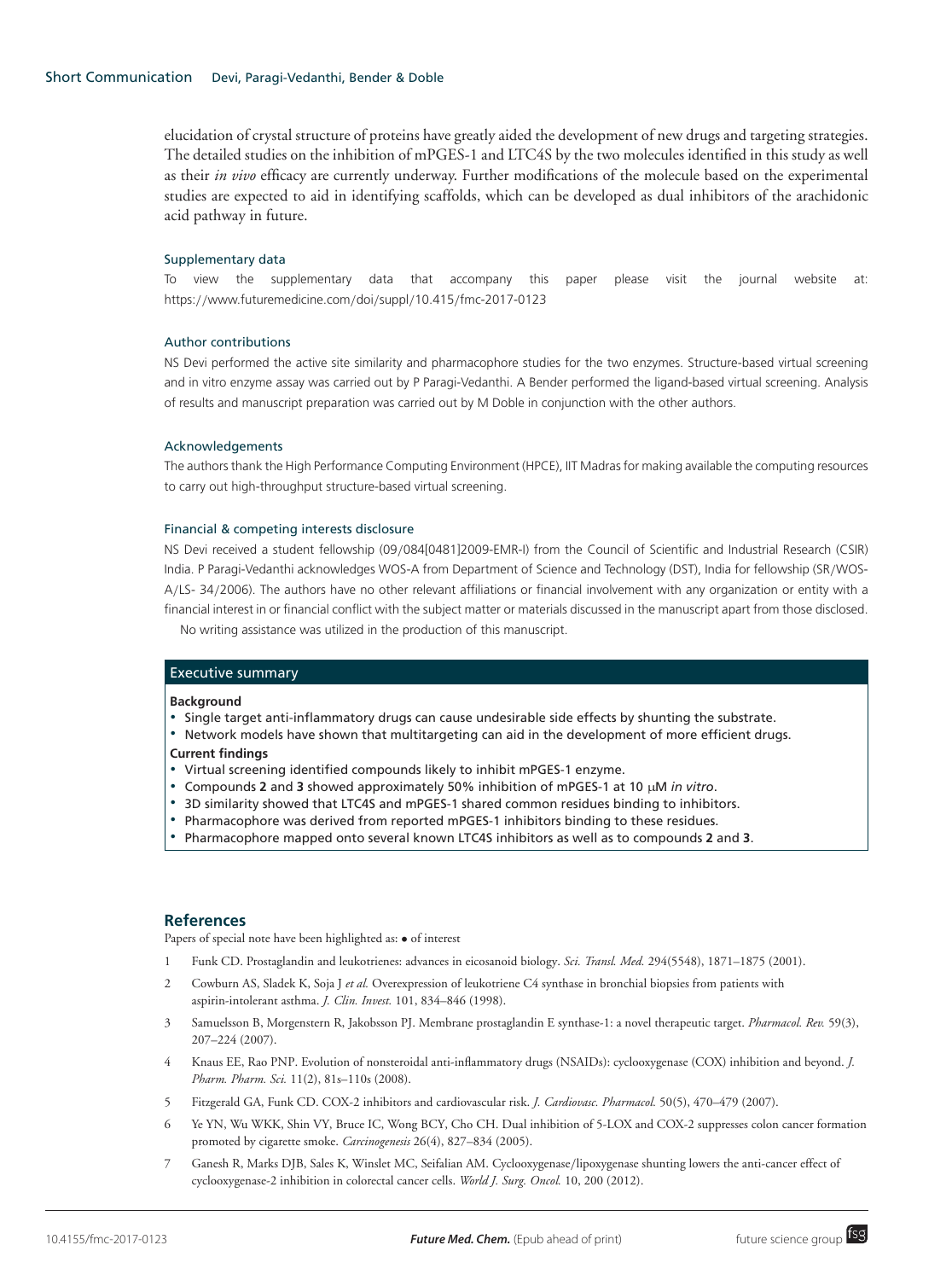elucidation of crystal structure of proteins have greatly aided the development of new drugs and targeting strategies. The detailed studies on the inhibition of mPGES-1 and LTC4S by the two molecules identified in this study as well as their *in vivo* efficacy are currently underway. Further modifications of the molecule based on the experimental studies are expected to aid in identifying scaffolds, which can be developed as dual inhibitors of the arachidonic acid pathway in future.

### Supplementary data

To view the supplementary data that accompany this paper please visit the journal website at: https://www.futuremedicine.com/doi/suppl/10.415/fmc-2017-0123

### Author contributions

NS Devi performed the active site similarity and pharmacophore studies for the two enzymes. Structure-based virtual screening and in vitro enzyme assay was carried out by P Paragi-Vedanthi. A Bender performed the ligand-based virtual screening. Analysis of results and manuscript preparation was carried out by M Doble in conjunction with the other authors.

### Acknowledgements

The authors thank the High Performance Computing Environment (HPCE), IIT Madras for making available the computing resources to carry out high-throughput structure-based virtual screening.

### Financial & competing interests disclosure

NS Devi received a student fellowship (09/084[0481]2009-EMR-I) from the Council of Scientific and Industrial Research (CSIR) India. P Paragi-Vedanthi acknowledges WOS-A from Department of Science and Technology (DST), India for fellowship (SR/WOS-A/LS- 34/2006). The authors have no other relevant affiliations or financial involvement with any organization or entity with a financial interest in or financial conflict with the subject matter or materials discussed in the manuscript apart from those disclosed.

No writing assistance was utilized in the production of this manuscript.

### Executive summary

**Background**

- Single target anti-inflammatory drugs can cause undesirable side effects by shunting the substrate.
- Network models have shown that multitargeting can aid in the development of more efficient drugs.

**Current findings**

- Virtual screening identified compounds likely to inhibit mPGES-1 enzyme.
- Compounds **2** and **3** showed approximately 50% inhibition of mPGES-1 at 10 μM *in vitro*.
- 3D similarity showed that LTC4S and mPGES-1 shared common residues binding to inhibitors.
- Pharmacophore was derived from reported mPGES-1 inhibitors binding to these residues.
- Pharmacophore mapped onto several known LTC4S inhibitors as well as to compounds **2** and **3**.

## References

Papers of special note have been highlighted as: • of interest

1. Funk CD. Prostaglandin and leukotrienes: advances in eicosanoid biology. *Sci. Transl. Med.* 294(5548), 1871–1875 (2001).
2. Cowburn AS, Sladek K, Soja J *et al.* Overexpression of leukotriene C4 synthase in bronchial biopsies from patients with aspirin-intolerant asthma. *J. Clin. Invest.* 101, 834–846 (1998).
3. Samuelsson B, Morgenstern R, Jakobsson PJ. Membrane prostaglandin E synthase-1: a novel therapeutic target. *Pharmacol. Rev.* 59(3), 207–224 (2007).
4. Knaus EE, Rao PNP. Evolution of nonsteroidal anti-inflammatory drugs (NSAIDs): cyclooxygenase (COX) inhibition and beyond. *J. Pharm. Pharm. Sci.* 11(2), 81s–110s (2008).
5. Fitzgerald GA, Funk CD. COX-2 inhibitors and cardiovascular risk. *J. Cardiovasc. Pharmacol.* 50(5), 470–479 (2007).
6. Ye YN, Wu WKK, Shin VY, Bruce IC, Wong BCY, Cho CH. Dual inhibition of 5-LOX and COX-2 suppresses colon cancer formation promoted by cigarette smoke. *Carcinogenesis* 26(4), 827–834 (2005).
7. Ganesh R, Marks DJB, Sales K, Winslet MC, Seifalian AM. Cyclooxygenase/lipoxygenase shunting lowers the anti-cancer effect of cyclooxygenase-2 inhibition in colorectal cancer cells. *World J. Surg. Oncol.* 10, 200 (2012).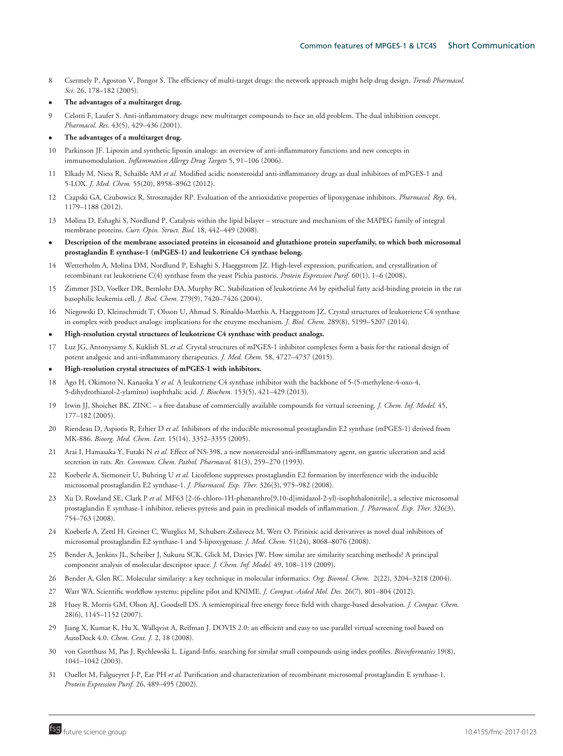8 Csermely P, Agoston V, Pongor S. The efficiency of multi-target drugs: the network approach might help drug design. *Trends Pharmacol. Sci.* 26, 178–182 (2005).

- **The advantages of a multitarget drug.**

9 Celotti F, Laufer S. Anti-inflammatory drugs: new multitarget compounds to face an old problem. The dual inhibition concept. *Pharmacol. Res.* 43(5), 429–436 (2001).

- **The advantages of a multitarget drug.**

10 Parkinson JF. Lipoxin and synthetic lipoxin analogs: an overview of anti-inflammatory functions and new concepts in immunomodulation. *Inflammation Allergy Drug Targets* 5, 91–106 (2006).

11 Elkady M, Niess R, Schaible AM *et al.* Modified acidic nonsteroidal anti-inflammatory drugs as dual inhibitors of mPGES-1 and 5-LOX. *J. Med. Chem.* 55(20), 8958–8962 (2012).

12 Czapski GA, Czubowicz R, Strosznajder RP. Evaluation of the antioxidative properties of lipoxygenase inhibitors. *Pharmacol. Rep.* 64, 1179–1188 (2012).

13 Molina D, Eshaghi S, Nordlund P. Catalysis within the lipid bilayer – structure and mechanism of the MAPEG family of integral membrane proteins. *Curr. Opin. Struct. Biol.* 18, 442–449 (2008).

- **Description of the membrane associated proteins in eicosanoid and glutathione protein superfamily, to which both microsomal prostaglandin E synthase-1 (mPGES-1) and leukotriene C4 synthase belong.**

14 Wetterholm A, Molina DM, Nordlund P, Eshaghi S, Haeggstrom JZ. High-level expression, purification, and crystallization of recombinant rat leukotriene C(4) synthase from the yeast Pichia pastoris. *Protein Expression Purif.* 60(1), 1–6 (2008).

15 Zimmer JSD, Voelker DR, Bernlohr DA, Murphy RC. Stabilization of leukotriene A4 by epithelial fatty acid-binding protein in the rat basophilic leukemia cell. *J. Biol. Chem.* 279(9), 7420–7426 (2004).

16 Niegowski D, Kleinschmidt T, Olsson U, Ahmad S, Rinaldo-Matthis A, Haeggstrom JZ. Crystal structures of leukotriene C4 synthase in complex with product analogs: implications for the enzyme mechanism. *J. Biol. Chem.* 289(8), 5199–5207 (2014).

- **High-resolution crystal structures of leukotriene C4 synthase with product analogs.**

17 Luz JG, Antonysamy S, Kuklish SL *et al.* Crystal structures of mPGES-1 inhibitor complexes form a basis for the rational design of potent analgesic and anti-inflammatory therapeutics. *J. Med. Chem.* 58, 4727–4737 (2015).

- **High-resolution crystal structures of mPGES-1 with inhibitors.**

18 Ago H, Okimoto N, Kanaoka Y *et al.* A leukotriene C4 synthase inhibitor with the backbone of 5-(5-methylene-4-oxo-4, 5-dihydrothiazol-2-ylamino) isophthalic acid. *J. Biochem.* 153(5), 421–429 (2013).

19 Irwin JJ, Shoichet BK. ZINC – a free database of commercially available compounds for virtual screening. *J. Chem. Inf. Model.* 45, 177–182 (2005).

20 Riendeau D, Aspiotis R, Ethier D *et al.* Inhibitors of the inducible microsomal prostaglandin E2 synthase (mPGES-1) derived from MK-886. *Bioorg. Med. Chem. Lett.* 15(14), 3352–3355 (2005).

21 Arai I, Hamasaka Y, Futaki N *et al.* Effect of NS-398, a new nonsteroidal anti-inflammatory agent, on gastric ulceration and acid secretion in rats. *Res. Commun. Chem. Pathol. Pharmacol.* 81(3), 259–270 (1993).

22 Koeberle A, Siemoneit U, Buhring U *et al.* Licofelone suppresses prostaglandin E2 formation by interference with the inducible microsomal prostaglandin E2 synthase-1. *J. Pharmacol. Exp. Ther.* 326(3), 975–982 (2008).

23 Xu D, Rowland SE, Clark P *et al.* MF63 [2-(6-chloro-1H-phenanthro[9,10-d]imidazol-2-yl)-isophthalonitrile], a selective microsomal prostaglandin E synthase-1 inhibitor, relieves pyresis and pain in preclinical models of inflammation. *J. Pharmacol. Exp. Ther.* 326(3), 754–763 (2008).

24 Koeberle A, Zettl H, Greiner C, Wurglics M, Schubert-Zsilavecz M, Werz O. Pirinixic acid derivatives as novel dual inhibitors of microsomal prostaglandin E2 synthase-1 and 5-lipoxygenase. *J. Med. Chem.* 51(24), 8068–8076 (2008).

25 Bender A, Jenkins JL, Scheiber J, Sukuru SCK, Glick M, Davies JW. How similar are similarity searching methods? A principal component analysis of molecular descriptor space. *J. Chem. Inf. Model.* 49, 108–119 (2009).

26 Bender A, Glen RC. Molecular similarity: a key technique in molecular informatics. *Org. Biomol. Chem.* 2(22), 3204–3218 (2004).

27 Warr WA. Scientific workflow systems: pipeline pilot and KNIME. *J. Comput.-Aided Mol. Des.* 26(7), 801–804 (2012).

28 Huey R, Morris GM, Olson AJ, Goodsell DS. A semiempirical free energy force field with charge-based desolvation. *J. Comput. Chem.* 28(6), 1145–1152 (2007).

29 Jiang X, Kumar K, Hu X, Wallqvist A, Reifman J. DOVIS 2.0: an efficient and easy to use parallel virtual screening tool based on AutoDock 4.0. *Chem. Cent. J.* 2, 18 (2008).

30 von Grotthuss M, Pas J, Rychlewski L. Ligand-Info, searching for similar small compounds using index profiles. *Bioinformatics* 19(8), 1041–1042 (2003).

31 Ouellet M, Falgueyret J-P, Ear PH *et al.* Purification and characterization of recombinant microsomal prostaglandin E synthase-1. *Protein Expression Purif.* 26, 489–495 (2002).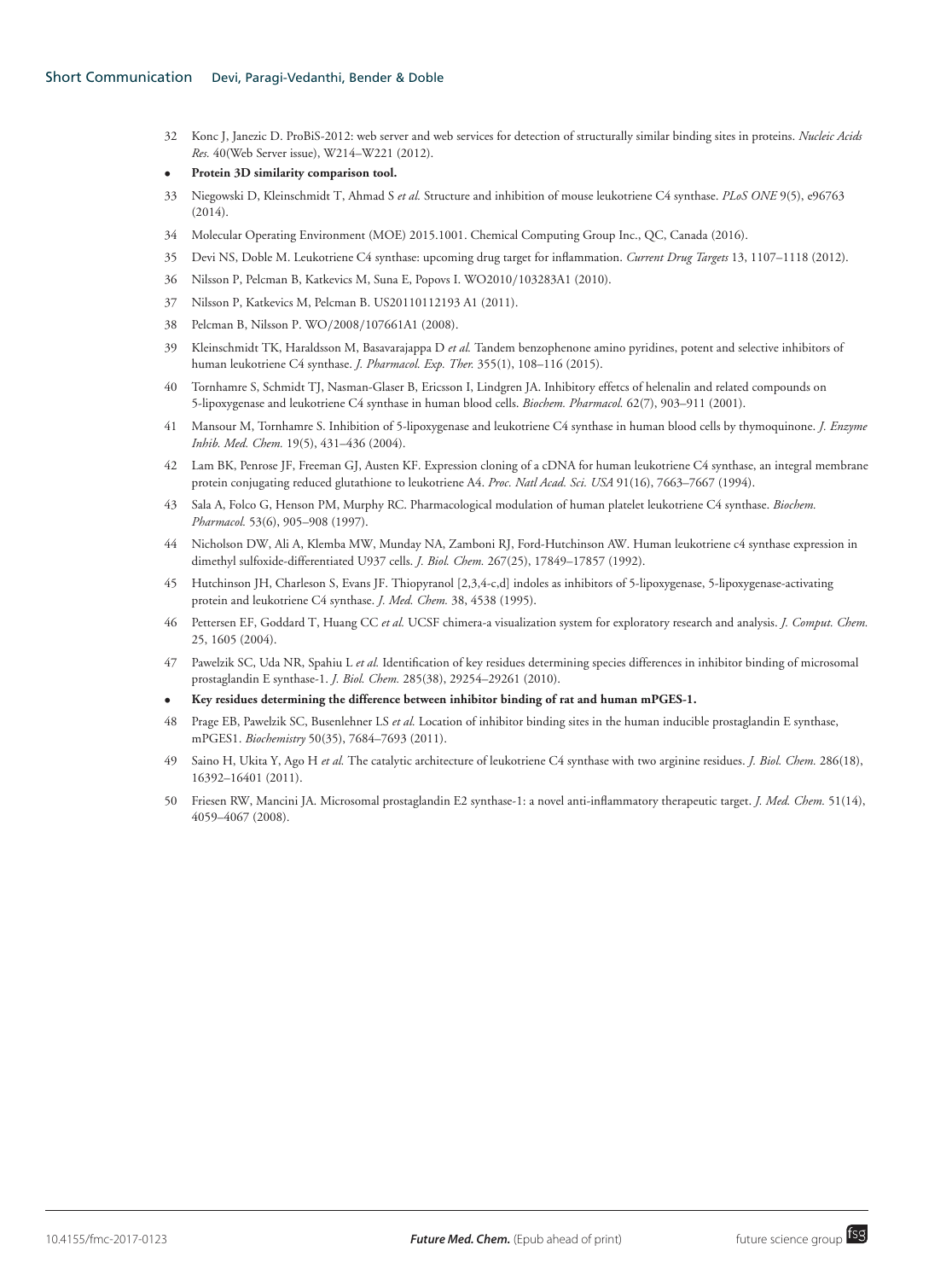32 Konc J, Janezic D. ProBiS-2012: web server and web services for detection of structurally similar binding sites in proteins. *Nucleic Acids Res.* 40(Web Server issue), W214–W221 (2012).

- **Protein 3D similarity comparison tool.**

33 Niegowski D, Kleinschmidt T, Ahmad S *et al.* Structure and inhibition of mouse leukotriene C4 synthase. *PLoS ONE* 9(5), e96763 (2014).

34 Molecular Operating Environment (MOE) 2015.1001. Chemical Computing Group Inc., QC, Canada (2016).

35 Devi NS, Doble M. Leukotriene C4 synthase: upcoming drug target for inflammation. *Current Drug Targets* 13, 1107–1118 (2012).

36 Nilsson P, Pelcman B, Katkevics M, Suna E, Popovs I. WO2010/103283A1 (2010).

37 Nilsson P, Katkevics M, Pelcman B. US20110112193 A1 (2011).

38 Pelcman B, Nilsson P. WO/2008/107661A1 (2008).

39 Kleinschmidt TK, Haraldsson M, Basavarajappa D *et al.* Tandem benzophenone amino pyridines, potent and selective inhibitors of human leukotriene C4 synthase. *J. Pharmacol. Exp. Ther.* 355(1), 108–116 (2015).

40 Tornhamre S, Schmidt TJ, Nasman-Glaser B, Ericsson I, Lindgren JA. Inhibitory effetcs of helenalin and related compounds on 5-lipoxygenase and leukotriene C4 synthase in human blood cells. *Biochem. Pharmacol.* 62(7), 903–911 (2001).

41 Mansour M, Tornhamre S. Inhibition of 5-lipoxygenase and leukotriene C4 synthase in human blood cells by thymoquinone. *J. Enzyme Inhib. Med. Chem.* 19(5), 431–436 (2004).

42 Lam BK, Penrose JF, Freeman GJ, Austen KF. Expression cloning of a cDNA for human leukotriene C4 synthase, an integral membrane protein conjugating reduced glutathione to leukotriene A4. *Proc. Natl Acad. Sci. USA* 91(16), 7663–7667 (1994).

43 Sala A, Folco G, Henson PM, Murphy RC. Pharmacological modulation of human platelet leukotriene C4 synthase. *Biochem. Pharmacol.* 53(6), 905–908 (1997).

44 Nicholson DW, Ali A, Klemba MW, Munday NA, Zamboni RJ, Ford-Hutchinson AW. Human leukotriene c4 synthase expression in dimethyl sulfoxide-differentiated U937 cells. *J. Biol. Chem.* 267(25), 17849–17857 (1992).

45 Hutchinson JH, Charleson S, Evans JF. Thiopyranol [2,3,4-c,d] indoles as inhibitors of 5-lipoxygenase, 5-lipoxygenase-activating protein and leukotriene C4 synthase. *J. Med. Chem.* 38, 4538 (1995).

46 Pettersen EF, Goddard T, Huang CC *et al.* UCSF chimera-a visualization system for exploratory research and analysis. *J. Comput. Chem.* 25, 1605 (2004).

47 Pawelzik SC, Uda NR, Spahiu L *et al.* Identification of key residues determining species differences in inhibitor binding of microsomal prostaglandin E synthase-1. *J. Biol. Chem.* 285(38), 29254–29261 (2010).

- **Key residues determining the difference between inhibitor binding of rat and human mPGES-1.**

48 Prage EB, Pawelzik SC, Busenlehner LS *et al.* Location of inhibitor binding sites in the human inducible prostaglandin E synthase, mPGES1. *Biochemistry* 50(35), 7684–7693 (2011).

49 Saino H, Ukita Y, Ago H *et al.* The catalytic architecture of leukotriene C4 synthase with two arginine residues. *J. Biol. Chem.* 286(18), 16392–16401 (2011).

50 Friesen RW, Mancini JA. Microsomal prostaglandin E2 synthase-1: a novel anti-inflammatory therapeutic target. *J. Med. Chem.* 51(14), 4059–4067 (2008).